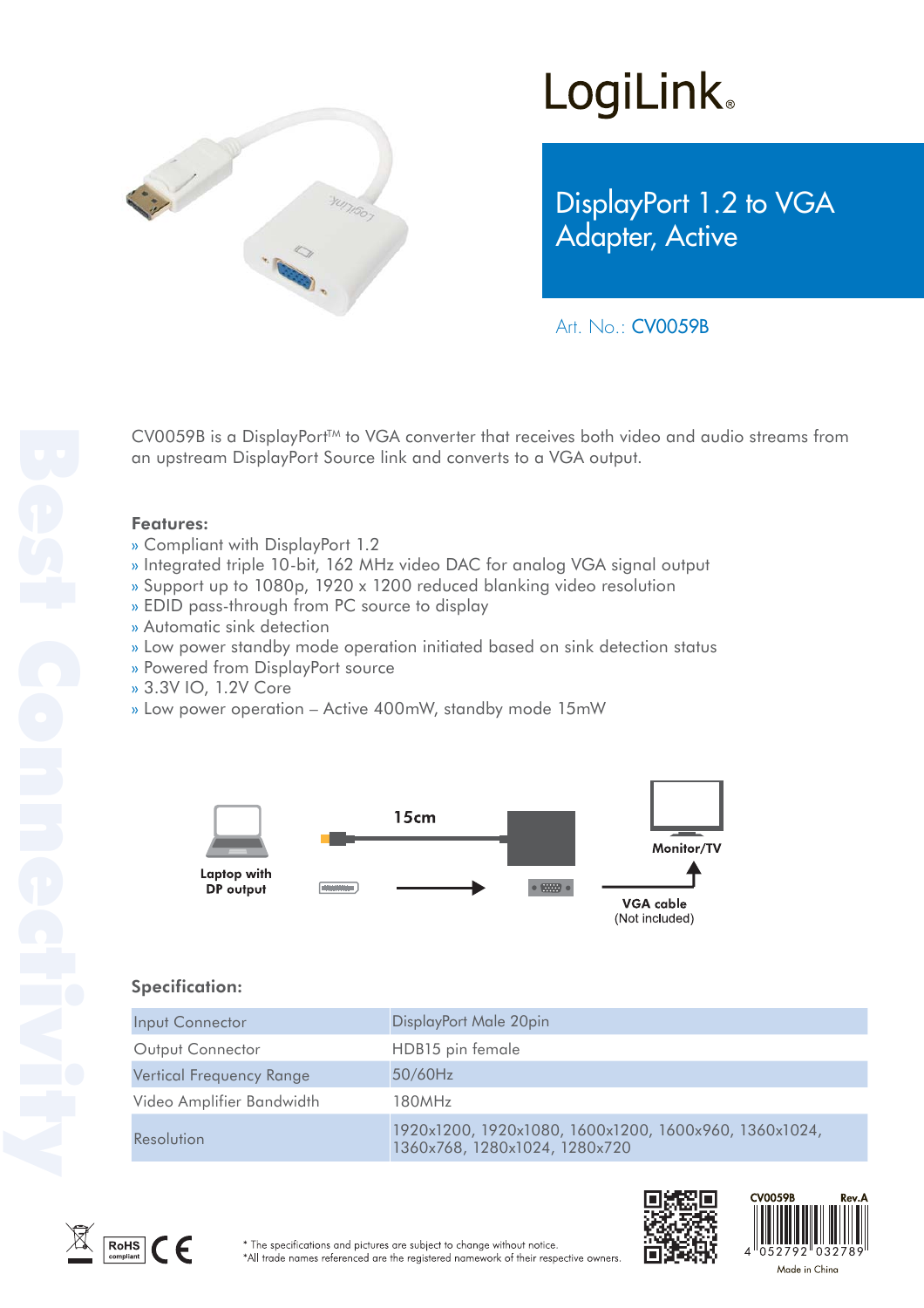LogiLink

# DisplayPort 1.2 to VGA Adapter, Active

Art. No.: CV0059B

CV0059B is a DisplayPort™ to VGA converter that receives both video and audio streams from an upstream DisplayPort Source link and converts to a VGA output.

**Features:**

» Compliant with DisplayPort 1.2
» Integrated triple 10-bit, 162 MHz video DAC for analog VGA signal output
» Support up to 1080p, 1920 x 1200 reduced blanking video resolution
» EDID pass-through from PC source to display
» Automatic sink detection
» Low power standby mode operation initiated based on sink detection status
» Powered from DisplayPort source
» 3.3V IO, 1.2V Core
» Low power operation – Active 400mW, standby mode 15mW

Laptop with DP output — 15cm — Monitor/TV — VGA cable (Not included)

**Specification:**

| | |
|---|---|
| Input Connector | DisplayPort Male 20pin |
| Output Connector | HDB15 pin female |
| Vertical Frequency Range | 50/60Hz |
| Video Amplifier Bandwidth | 180MHz |
| Resolution | 1920x1200, 1920x1080, 1600x1200, 1600x960, 1360x1024, 1360x768, 1280x1024, 1280x720 |

* The specifications and pictures are subject to change without notice.
*All trade names referenced are the registered namework of their respective owners.

CV0059B Rev.A
4 052792 032789
Made in China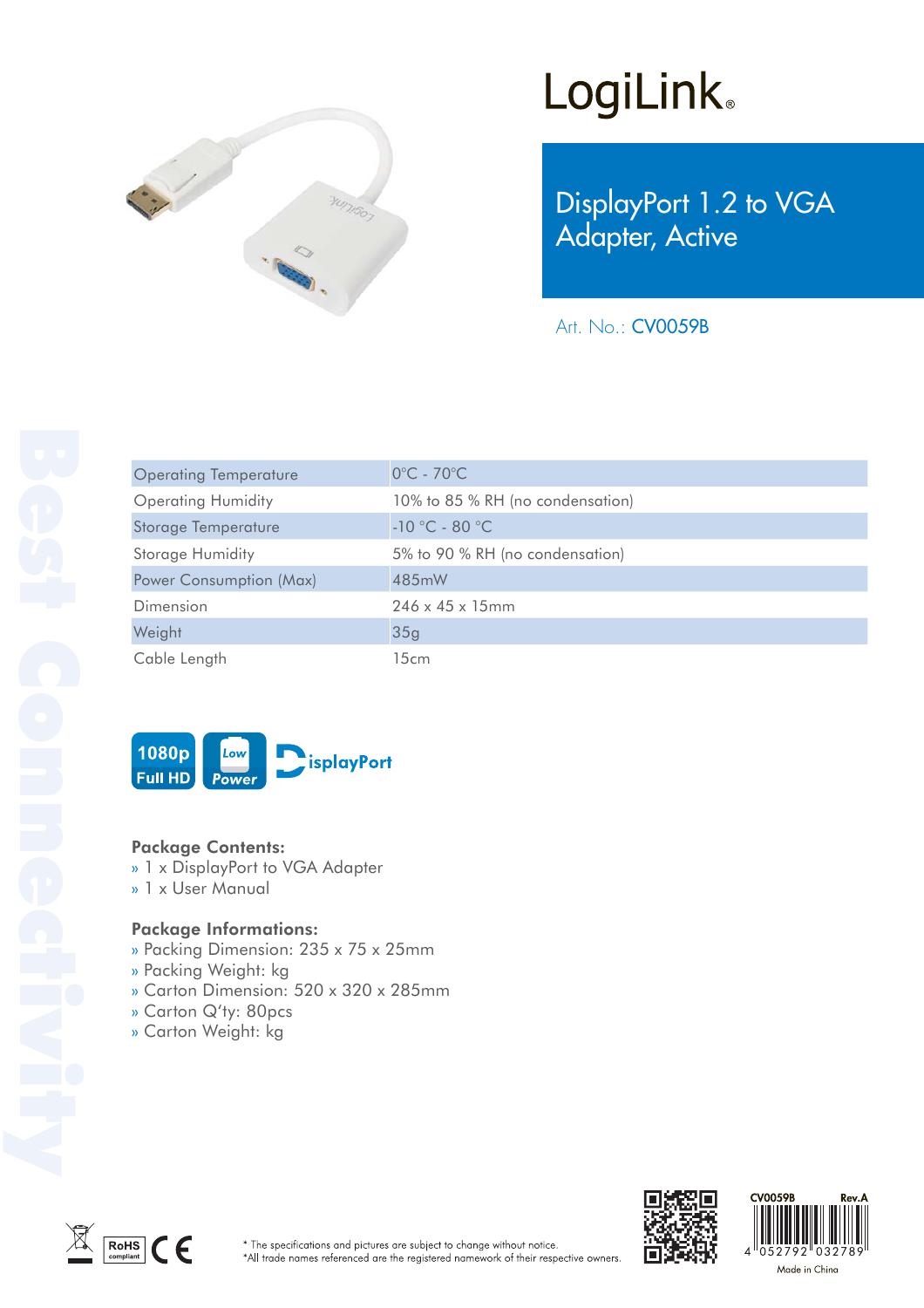LogiLink

# DisplayPort 1.2 to VGA Adapter, Active

Art. No.: CV0059B

Best Connectivity

| | |
|---|---|
| Operating Temperature | 0°C - 70°C |
| Operating Humidity | 10% to 85 % RH (no condensation) |
| Storage Temperature | -10 °C - 80 °C |
| Storage Humidity | 5% to 90 % RH (no condensation) |
| Power Consumption (Max) | 485mW |
| Dimension | 246 x 45 x 15mm |
| Weight | 35g |
| Cable Length | 15cm |

1080p Full HD · Low Power · DisplayPort

**Package Contents:**
- » 1 x DisplayPort to VGA Adapter
- » 1 x User Manual

**Package Informations:**
- » Packing Dimension: 235 x 75 x 25mm
- » Packing Weight: kg
- » Carton Dimension: 520 x 320 x 285mm
- » Carton Q'ty: 80pcs
- » Carton Weight: kg

RoHS compliant CE

\* The specifications and pictures are subject to change without notice.
\*All trade names referenced are the registered namework of their respective owners.

CV0059B Rev.A
4 052792 032789
Made in China